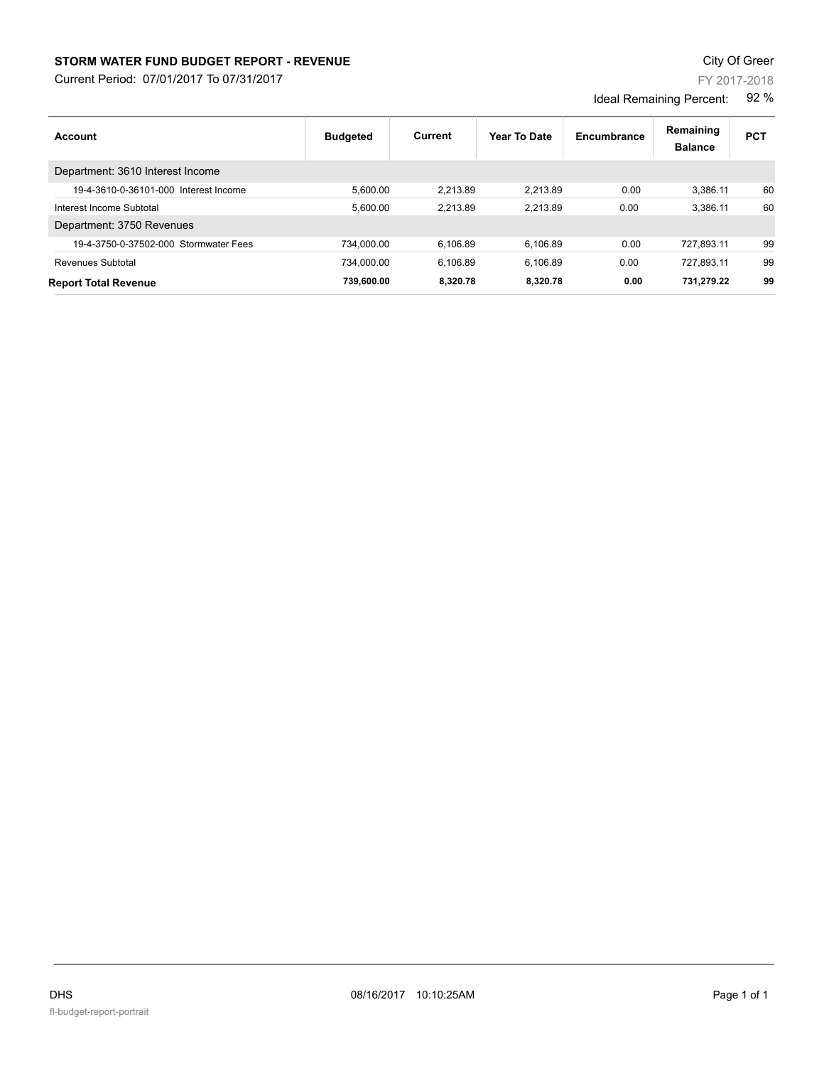# STORM WATER FUND BUDGET REPORT - REVENUE

Current Period: 07/01/2017 To 07/31/2017

City Of Greer

FY 2017-2018

Ideal Remaining Percent: 92 %

| Account | Budgeted | Current | Year To Date | Encumbrance | Remaining Balance | PCT |
|---|---|---|---|---|---|---|
| Department: 3610 Interest Income | | | | | | |
| 19-4-3610-0-36101-000 Interest Income | 5,600.00 | 2,213.89 | 2,213.89 | 0.00 | 3,386.11 | 60 |
| Interest Income Subtotal | 5,600.00 | 2,213.89 | 2,213.89 | 0.00 | 3,386.11 | 60 |
| Department: 3750 Revenues | | | | | | |
| 19-4-3750-0-37502-000 Stormwater Fees | 734,000.00 | 6,106.89 | 6,106.89 | 0.00 | 727,893.11 | 99 |
| Revenues Subtotal | 734,000.00 | 6,106.89 | 6,106.89 | 0.00 | 727,893.11 | 99 |
| **Report Total Revenue** | **739,600.00** | **8,320.78** | **8,320.78** | **0.00** | **731,279.22** | **99** |

DHS 08/16/2017 10:10:25AM

fl-budget-report-portrait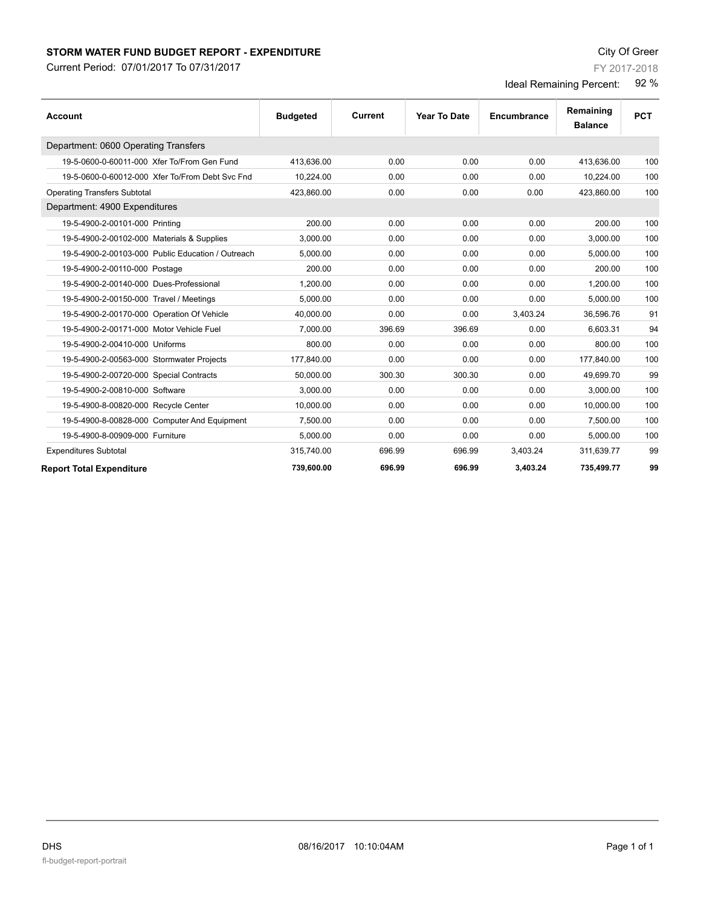# STORM WATER FUND BUDGET REPORT - EXPENDITURE

Current Period: 07/01/2017 To 07/31/2017

City Of Greer

FY 2017-2018

Ideal Remaining Percent: 92 %

| Account | Budgeted | Current | Year To Date | Encumbrance | Remaining Balance | PCT |
|---|---|---|---|---|---|---|
| Department: 0600 Operating Transfers | | | | | | |
| 19-5-0600-0-60011-000 Xfer To/From Gen Fund | 413,636.00 | 0.00 | 0.00 | 0.00 | 413,636.00 | 100 |
| 19-5-0600-0-60012-000 Xfer To/From Debt Svc Fnd | 10,224.00 | 0.00 | 0.00 | 0.00 | 10,224.00 | 100 |
| Operating Transfers Subtotal | 423,860.00 | 0.00 | 0.00 | 0.00 | 423,860.00 | 100 |
| Department: 4900 Expenditures | | | | | | |
| 19-5-4900-2-00101-000 Printing | 200.00 | 0.00 | 0.00 | 0.00 | 200.00 | 100 |
| 19-5-4900-2-00102-000 Materials & Supplies | 3,000.00 | 0.00 | 0.00 | 0.00 | 3,000.00 | 100 |
| 19-5-4900-2-00103-000 Public Education / Outreach | 5,000.00 | 0.00 | 0.00 | 0.00 | 5,000.00 | 100 |
| 19-5-4900-2-00110-000 Postage | 200.00 | 0.00 | 0.00 | 0.00 | 200.00 | 100 |
| 19-5-4900-2-00140-000 Dues-Professional | 1,200.00 | 0.00 | 0.00 | 0.00 | 1,200.00 | 100 |
| 19-5-4900-2-00150-000 Travel / Meetings | 5,000.00 | 0.00 | 0.00 | 0.00 | 5,000.00 | 100 |
| 19-5-4900-2-00170-000 Operation Of Vehicle | 40,000.00 | 0.00 | 0.00 | 3,403.24 | 36,596.76 | 91 |
| 19-5-4900-2-00171-000 Motor Vehicle Fuel | 7,000.00 | 396.69 | 396.69 | 0.00 | 6,603.31 | 94 |
| 19-5-4900-2-00410-000 Uniforms | 800.00 | 0.00 | 0.00 | 0.00 | 800.00 | 100 |
| 19-5-4900-2-00563-000 Stormwater Projects | 177,840.00 | 0.00 | 0.00 | 0.00 | 177,840.00 | 100 |
| 19-5-4900-2-00720-000 Special Contracts | 50,000.00 | 300.30 | 300.30 | 0.00 | 49,699.70 | 99 |
| 19-5-4900-2-00810-000 Software | 3,000.00 | 0.00 | 0.00 | 0.00 | 3,000.00 | 100 |
| 19-5-4900-8-00820-000 Recycle Center | 10,000.00 | 0.00 | 0.00 | 0.00 | 10,000.00 | 100 |
| 19-5-4900-8-00828-000 Computer And Equipment | 7,500.00 | 0.00 | 0.00 | 0.00 | 7,500.00 | 100 |
| 19-5-4900-8-00909-000 Furniture | 5,000.00 | 0.00 | 0.00 | 0.00 | 5,000.00 | 100 |
| Expenditures Subtotal | 315,740.00 | 696.99 | 696.99 | 3,403.24 | 311,639.77 | 99 |
| **Report Total Expenditure** | **739,600.00** | **696.99** | **696.99** | **3,403.24** | **735,499.77** | **99** |

DHS 08/16/2017 10:10:04AM

fl-budget-report-portrait